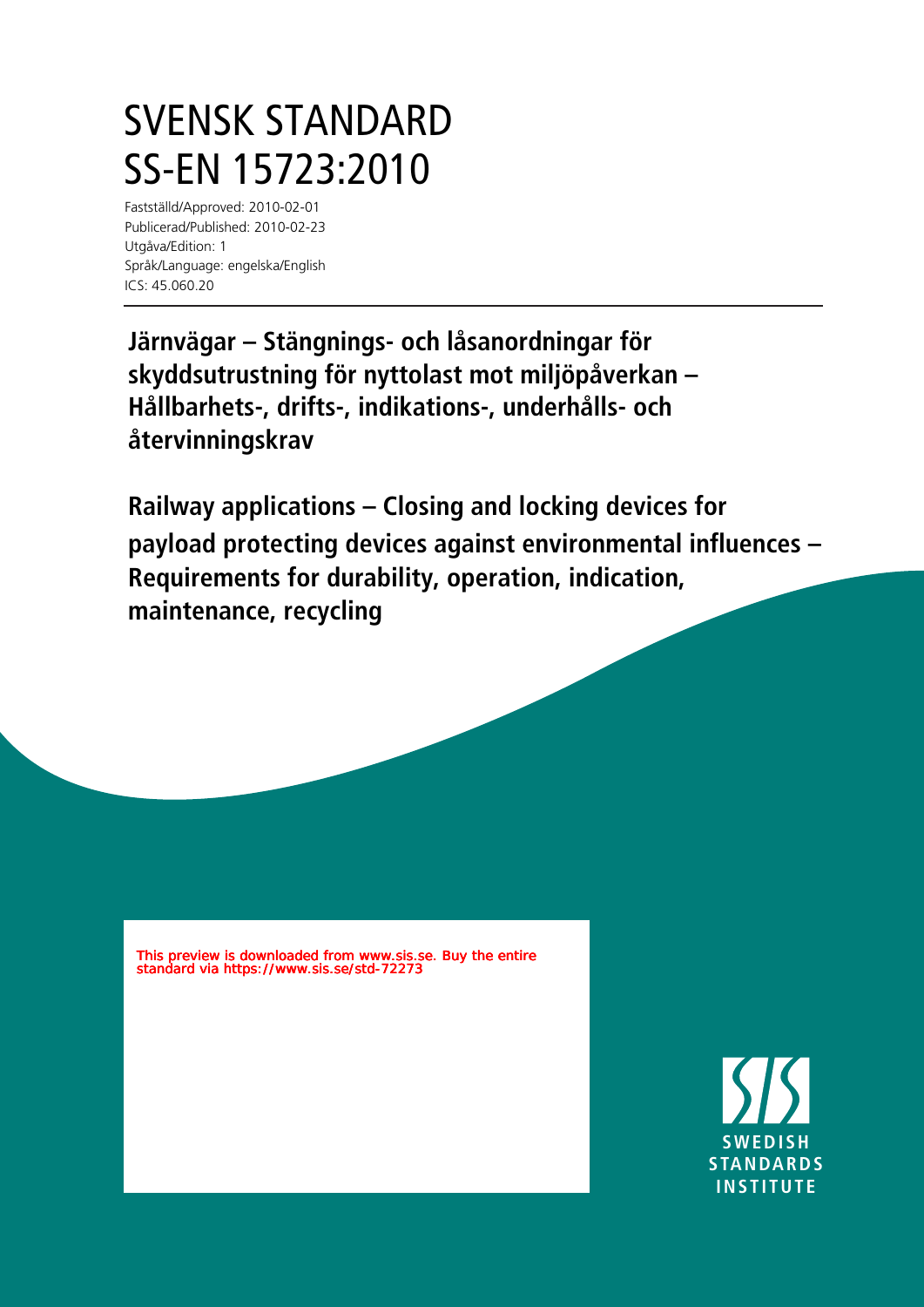# SVENSK STANDARD
# SS-EN 15723:2010

Fastställd/Approved: 2010-02-01
Publicerad/Published: 2010-02-23
Utgåva/Edition: 1
Språk/Language: engelska/English
ICS: 45.060.20

**Järnvägar – Stängnings- och låsanordningar för skyddsutrustning för nyttolast mot miljöpåverkan – Hållbarhets-, drifts-, indikations-, underhålls- och återvinningskrav**

**Railway applications – Closing and locking devices for payload protecting devices against environmental influences – Requirements for durability, operation, indication, maintenance, recycling**

This preview is downloaded from www.sis.se. Buy the entire standard via https://www.sis.se/std-72273

SWEDISH STANDARDS INSTITUTE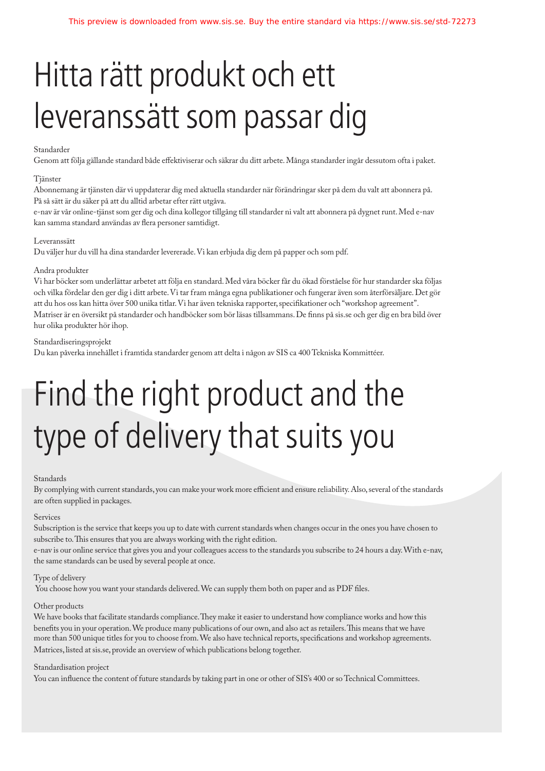# Hitta rätt produkt och ett leveranssätt som passar dig

Standarder

Genom att följa gällande standard både effektiviserar och säkrar du ditt arbete. Många standarder ingår dessutom ofta i paket.

Tjänster

Abonnemang är tjänsten där vi uppdaterar dig med aktuella standarder när förändringar sker på dem du valt att abonnera på. På så sätt är du säker på att du alltid arbetar efter rätt utgåva.

e-nav är vår online-tjänst som ger dig och dina kollegor tillgång till standarder ni valt att abonnera på dygnet runt. Med e-nav kan samma standard användas av flera personer samtidigt.

Leveranssätt

Du väljer hur du vill ha dina standarder levererade. Vi kan erbjuda dig dem på papper och som pdf.

Andra produkter

Vi har böcker som underlättar arbetet att följa en standard. Med våra böcker får du ökad förståelse för hur standarder ska följas och vilka fördelar den ger dig i ditt arbete. Vi tar fram många egna publikationer och fungerar även som återförsäljare. Det gör att du hos oss kan hitta över 500 unika titlar. Vi har även tekniska rapporter, specifikationer och "workshop agreement". Matriser är en översikt på standarder och handböcker som bör läsas tillsammans. De finns på sis.se och ger dig en bra bild över hur olika produkter hör ihop.

Standardiseringsprojekt

Du kan påverka innehållet i framtida standarder genom att delta i någon av SIS ca 400 Tekniska Kommittéer.

# Find the right product and the type of delivery that suits you

Standards

By complying with current standards, you can make your work more efficient and ensure reliability. Also, several of the standards are often supplied in packages.

Services

Subscription is the service that keeps you up to date with current standards when changes occur in the ones you have chosen to subscribe to. This ensures that you are always working with the right edition.

e-nav is our online service that gives you and your colleagues access to the standards you subscribe to 24 hours a day. With e-nav, the same standards can be used by several people at once.

Type of delivery

You choose how you want your standards delivered. We can supply them both on paper and as PDF files.

Other products

We have books that facilitate standards compliance. They make it easier to understand how compliance works and how this benefits you in your operation. We produce many publications of our own, and also act as retailers. This means that we have more than 500 unique titles for you to choose from. We also have technical reports, specifications and workshop agreements. Matrices, listed at sis.se, provide an overview of which publications belong together.

Standardisation project

You can influence the content of future standards by taking part in one or other of SIS's 400 or so Technical Committees.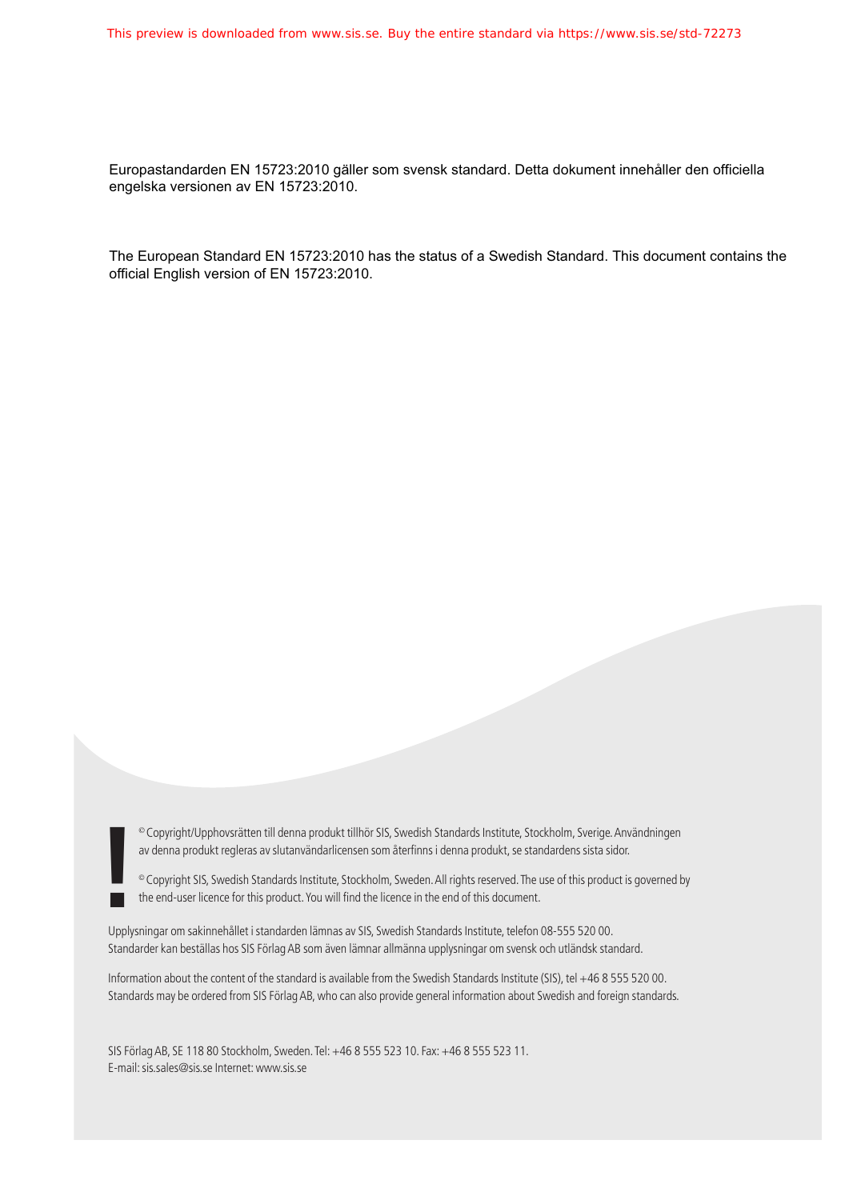Europastandarden EN 15723:2010 gäller som svensk standard. Detta dokument innehåller den officiella engelska versionen av EN 15723:2010.

The European Standard EN 15723:2010 has the status of a Swedish Standard. This document contains the official English version of EN 15723:2010.

© Copyright/Upphovsrätten till denna produkt tillhör SIS, Swedish Standards Institute, Stockholm, Sverige. Användningen av denna produkt regleras av slutanvändarlicensen som återfinns i denna produkt, se standardens sista sidor.

© Copyright SIS, Swedish Standards Institute, Stockholm, Sweden. All rights reserved. The use of this product is governed by the end-user licence for this product. You will find the licence in the end of this document.

Upplysningar om sakinnehållet i standarden lämnas av SIS, Swedish Standards Institute, telefon 08-555 520 00. Standarder kan beställas hos SIS Förlag AB som även lämnar allmänna upplysningar om svensk och utländsk standard.

Information about the content of the standard is available from the Swedish Standards Institute (SIS), tel +46 8 555 520 00. Standards may be ordered from SIS Förlag AB, who can also provide general information about Swedish and foreign standards.

SIS Förlag AB, SE 118 80 Stockholm, Sweden. Tel: +46 8 555 523 10. Fax: +46 8 555 523 11.
E-mail: sis.sales@sis.se Internet: www.sis.se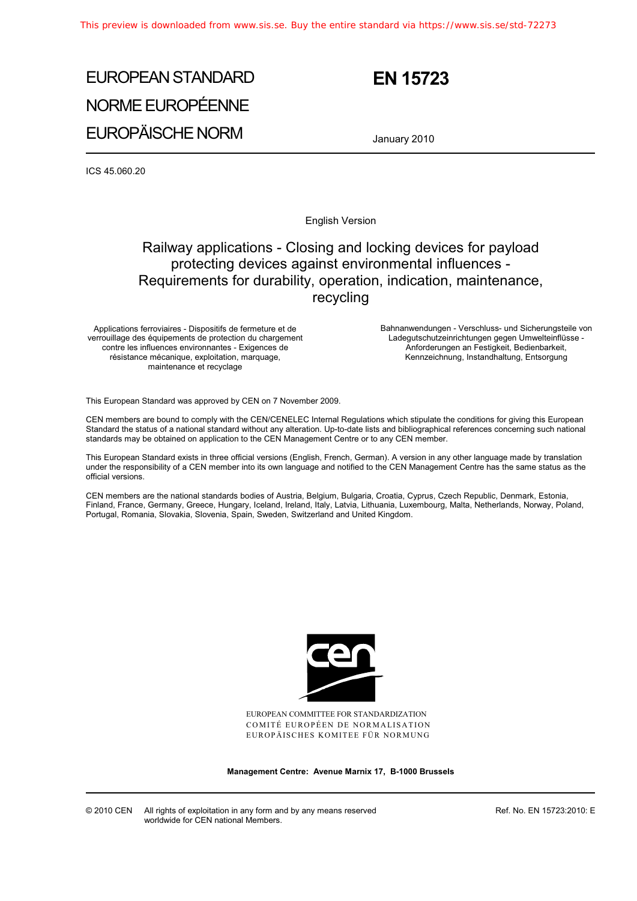# EUROPEAN STANDARD
# NORME EUROPÉENNE
# EUROPÄISCHE NORM

# EN 15723

January 2010

ICS 45.060.20

English Version

## Railway applications - Closing and locking devices for payload protecting devices against environmental influences - Requirements for durability, operation, indication, maintenance, recycling

Applications ferroviaires - Dispositifs de fermeture et de verrouillage des équipements de protection du chargement contre les influences environnantes - Exigences de résistance mécanique, exploitation, marquage, maintenance et recyclage

Bahnanwendungen - Verschluss- und Sicherungsteile von Ladegutschutzeinrichtungen gegen Umwelteinflüsse - Anforderungen an Festigkeit, Bedienbarkeit, Kennzeichnung, Instandhaltung, Entsorgung

This European Standard was approved by CEN on 7 November 2009.

CEN members are bound to comply with the CEN/CENELEC Internal Regulations which stipulate the conditions for giving this European Standard the status of a national standard without any alteration. Up-to-date lists and bibliographical references concerning such national standards may be obtained on application to the CEN Management Centre or to any CEN member.

This European Standard exists in three official versions (English, French, German). A version in any other language made by translation under the responsibility of a CEN member into its own language and notified to the CEN Management Centre has the same status as the official versions.

CEN members are the national standards bodies of Austria, Belgium, Bulgaria, Croatia, Cyprus, Czech Republic, Denmark, Estonia, Finland, France, Germany, Greece, Hungary, Iceland, Ireland, Italy, Latvia, Lithuania, Luxembourg, Malta, Netherlands, Norway, Poland, Portugal, Romania, Slovakia, Slovenia, Spain, Sweden, Switzerland and United Kingdom.

EUROPEAN COMMITTEE FOR STANDARDIZATION
COMITÉ EUROPÉEN DE NORMALISATION
EUROPÄISCHES KOMITEE FÜR NORMUNG

**Management Centre: Avenue Marnix 17, B-1000 Brussels**

© 2010 CEN All rights of exploitation in any form and by any means reserved worldwide for CEN national Members.

Ref. No. EN 15723:2010: E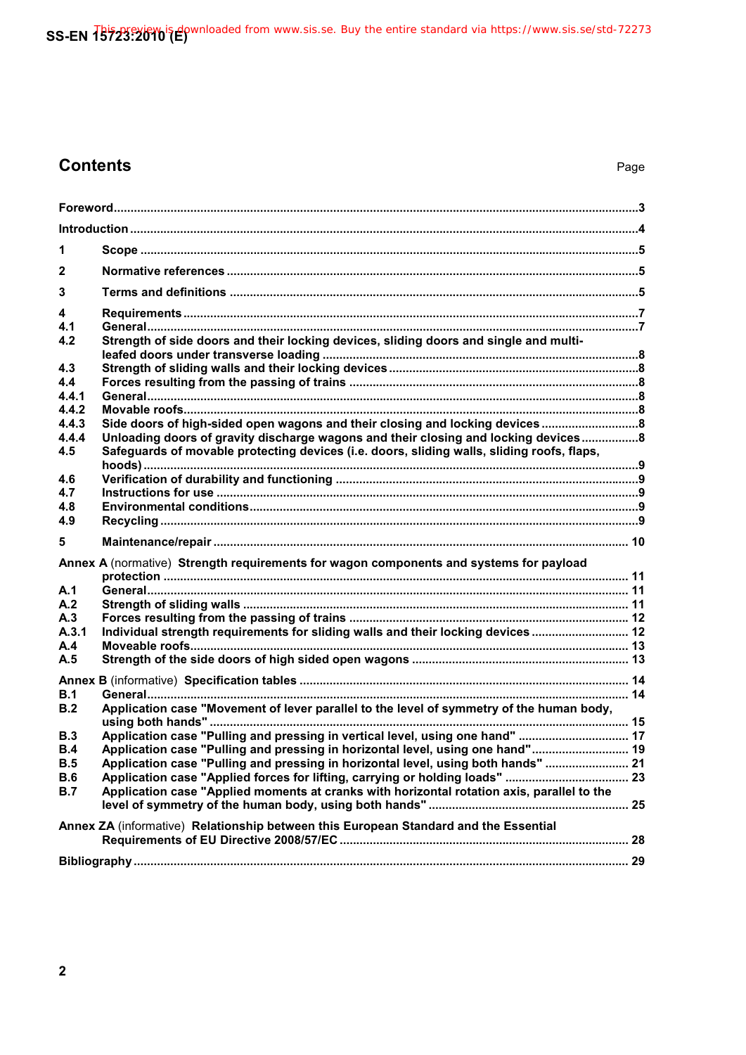# Contents

Page

Foreword .......... 3

Introduction .......... 4

1 Scope .......... 5

2 Normative references .......... 5

3 Terms and definitions .......... 5

4 Requirements .......... 7

4.1 General .......... 7

4.2 Strength of side doors and their locking devices, sliding doors and single and multi-leafed doors under transverse loading .......... 8

4.3 Strength of sliding walls and their locking devices .......... 8

4.4 Forces resulting from the passing of trains .......... 8

4.4.1 General .......... 8

4.4.2 Movable roofs .......... 8

4.4.3 Side doors of high-sided open wagons and their closing and locking devices .......... 8

4.4.4 Unloading doors of gravity discharge wagons and their closing and locking devices .......... 8

4.5 Safeguards of movable protecting devices (i.e. doors, sliding walls, sliding roofs, flaps, hoods) .......... 9

4.6 Verification of durability and functioning .......... 9

4.7 Instructions for use .......... 9

4.8 Environmental conditions .......... 9

4.9 Recycling .......... 9

5 Maintenance/repair .......... 10

**Annex A** (normative) **Strength requirements for wagon components and systems for payload protection** .......... 11

A.1 General .......... 11

A.2 Strength of sliding walls .......... 11

A.3 Forces resulting from the passing of trains .......... 12

A.3.1 Individual strength requirements for sliding walls and their locking devices .......... 12

A.4 Moveable roofs .......... 13

A.5 Strength of the side doors of high sided open wagons .......... 13

**Annex B** (informative) **Specification tables** .......... 14

B.1 General .......... 14

B.2 Application case "Movement of lever parallel to the level of symmetry of the human body, using both hands" .......... 15

B.3 Application case "Pulling and pressing in vertical level, using one hand" .......... 17

B.4 Application case "Pulling and pressing in horizontal level, using one hand" .......... 19

B.5 Application case "Pulling and pressing in horizontal level, using both hands" .......... 21

B.6 Application case "Applied forces for lifting, carrying or holding loads" .......... 23

B.7 Application case "Applied moments at cranks with horizontal rotation axis, parallel to the level of symmetry of the human body, using both hands" .......... 25

**Annex ZA** (informative) **Relationship between this European Standard and the Essential Requirements of EU Directive 2008/57/EC** .......... 28

Bibliography .......... 29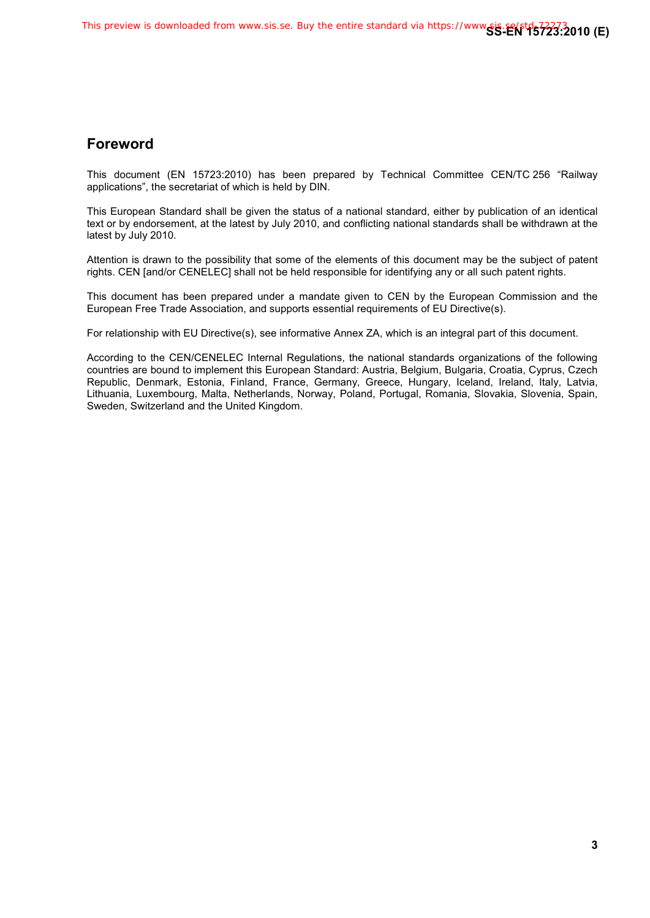## Foreword

This document (EN 15723:2010) has been prepared by Technical Committee CEN/TC 256 “Railway applications”, the secretariat of which is held by DIN.

This European Standard shall be given the status of a national standard, either by publication of an identical text or by endorsement, at the latest by July 2010, and conflicting national standards shall be withdrawn at the latest by July 2010.

Attention is drawn to the possibility that some of the elements of this document may be the subject of patent rights. CEN [and/or CENELEC] shall not be held responsible for identifying any or all such patent rights.

This document has been prepared under a mandate given to CEN by the European Commission and the European Free Trade Association, and supports essential requirements of EU Directive(s).

For relationship with EU Directive(s), see informative Annex ZA, which is an integral part of this document.

According to the CEN/CENELEC Internal Regulations, the national standards organizations of the following countries are bound to implement this European Standard: Austria, Belgium, Bulgaria, Croatia, Cyprus, Czech Republic, Denmark, Estonia, Finland, France, Germany, Greece, Hungary, Iceland, Ireland, Italy, Latvia, Lithuania, Luxembourg, Malta, Netherlands, Norway, Poland, Portugal, Romania, Slovakia, Slovenia, Spain, Sweden, Switzerland and the United Kingdom.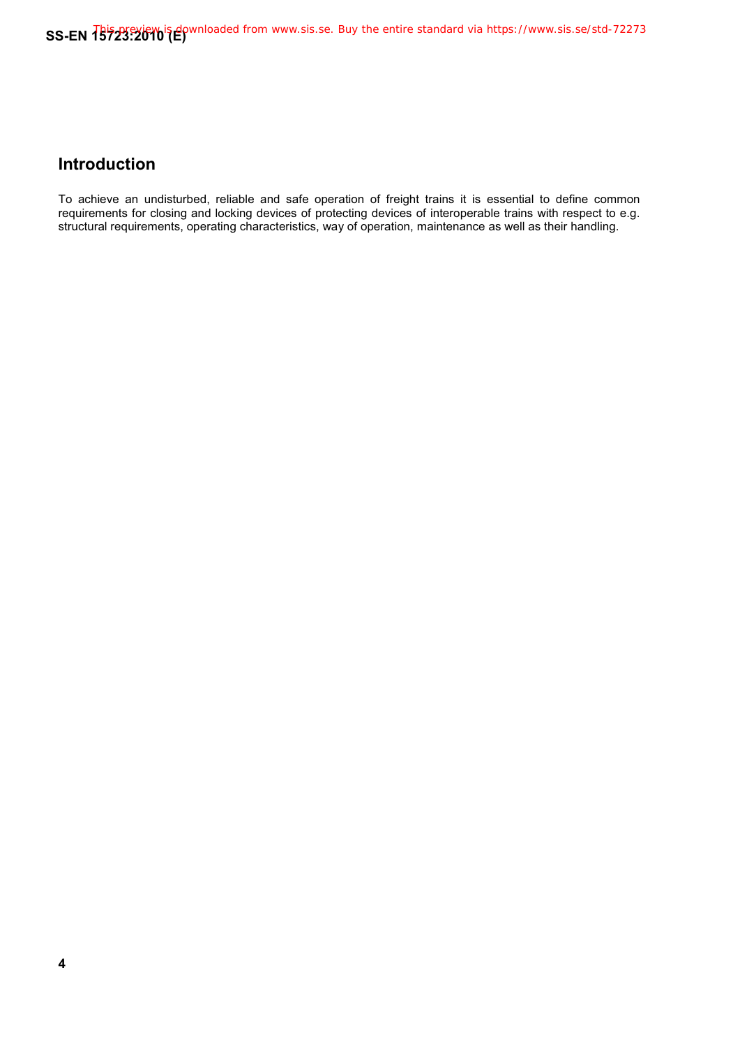## Introduction

To achieve an undisturbed, reliable and safe operation of freight trains it is essential to define common requirements for closing and locking devices of protecting devices of interoperable trains with respect to e.g. structural requirements, operating characteristics, way of operation, maintenance as well as their handling.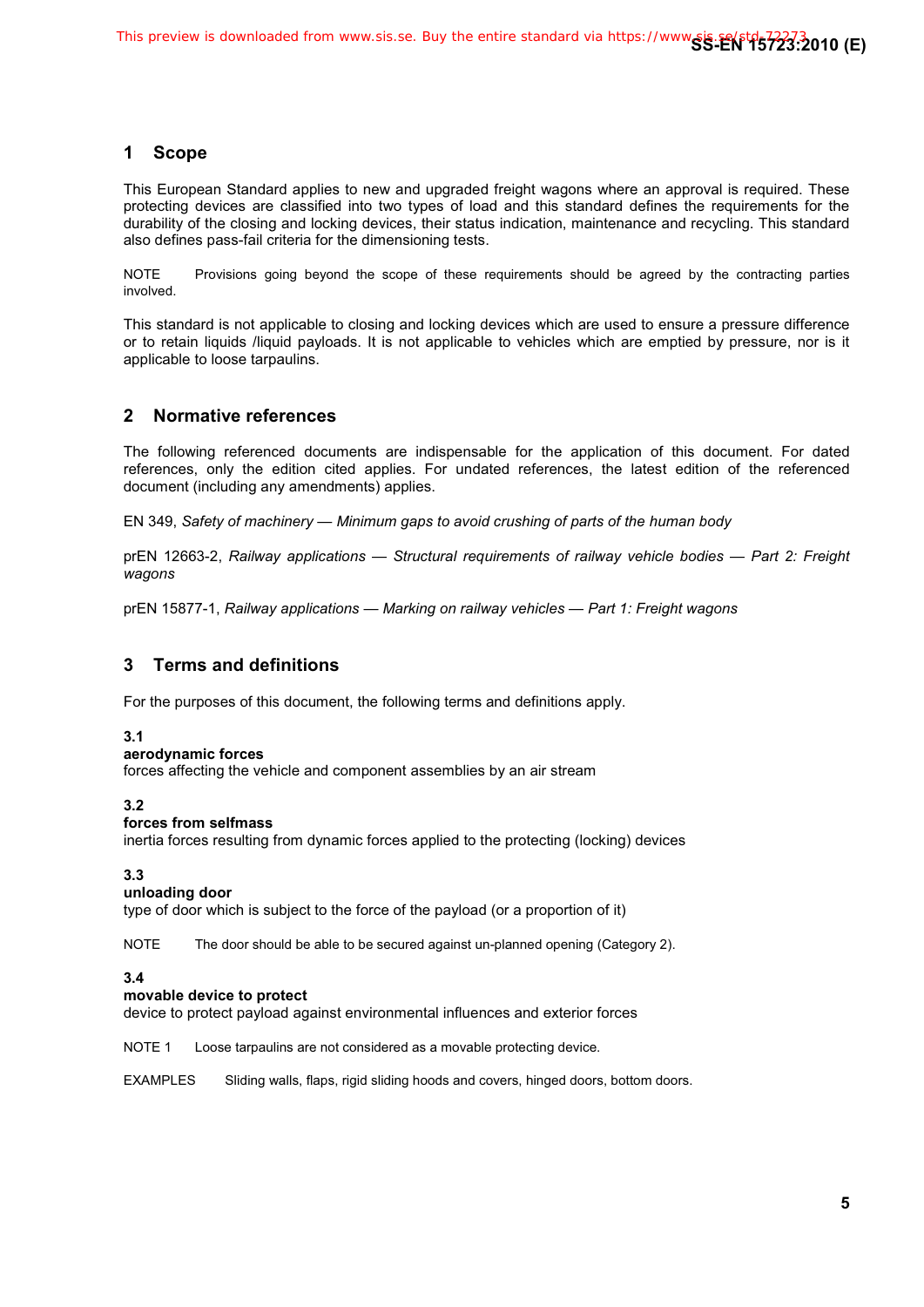## 1 Scope

This European Standard applies to new and upgraded freight wagons where an approval is required. These protecting devices are classified into two types of load and this standard defines the requirements for the durability of the closing and locking devices, their status indication, maintenance and recycling. This standard also defines pass-fail criteria for the dimensioning tests.

NOTE Provisions going beyond the scope of these requirements should be agreed by the contracting parties involved.

This standard is not applicable to closing and locking devices which are used to ensure a pressure difference or to retain liquids /liquid payloads. It is not applicable to vehicles which are emptied by pressure, nor is it applicable to loose tarpaulins.

## 2 Normative references

The following referenced documents are indispensable for the application of this document. For dated references, only the edition cited applies. For undated references, the latest edition of the referenced document (including any amendments) applies.

EN 349, *Safety of machinery — Minimum gaps to avoid crushing of parts of the human body*

prEN 12663-2, *Railway applications — Structural requirements of railway vehicle bodies — Part 2: Freight wagons*

prEN 15877-1, *Railway applications — Marking on railway vehicles — Part 1: Freight wagons*

## 3 Terms and definitions

For the purposes of this document, the following terms and definitions apply.

**3.1**
**aerodynamic forces**
forces affecting the vehicle and component assemblies by an air stream

**3.2**
**forces from selfmass**
inertia forces resulting from dynamic forces applied to the protecting (locking) devices

**3.3**
**unloading door**
type of door which is subject to the force of the payload (or a proportion of it)

NOTE The door should be able to be secured against un-planned opening (Category 2).

**3.4**
**movable device to protect**
device to protect payload against environmental influences and exterior forces

NOTE 1 Loose tarpaulins are not considered as a movable protecting device.

EXAMPLES Sliding walls, flaps, rigid sliding hoods and covers, hinged doors, bottom doors.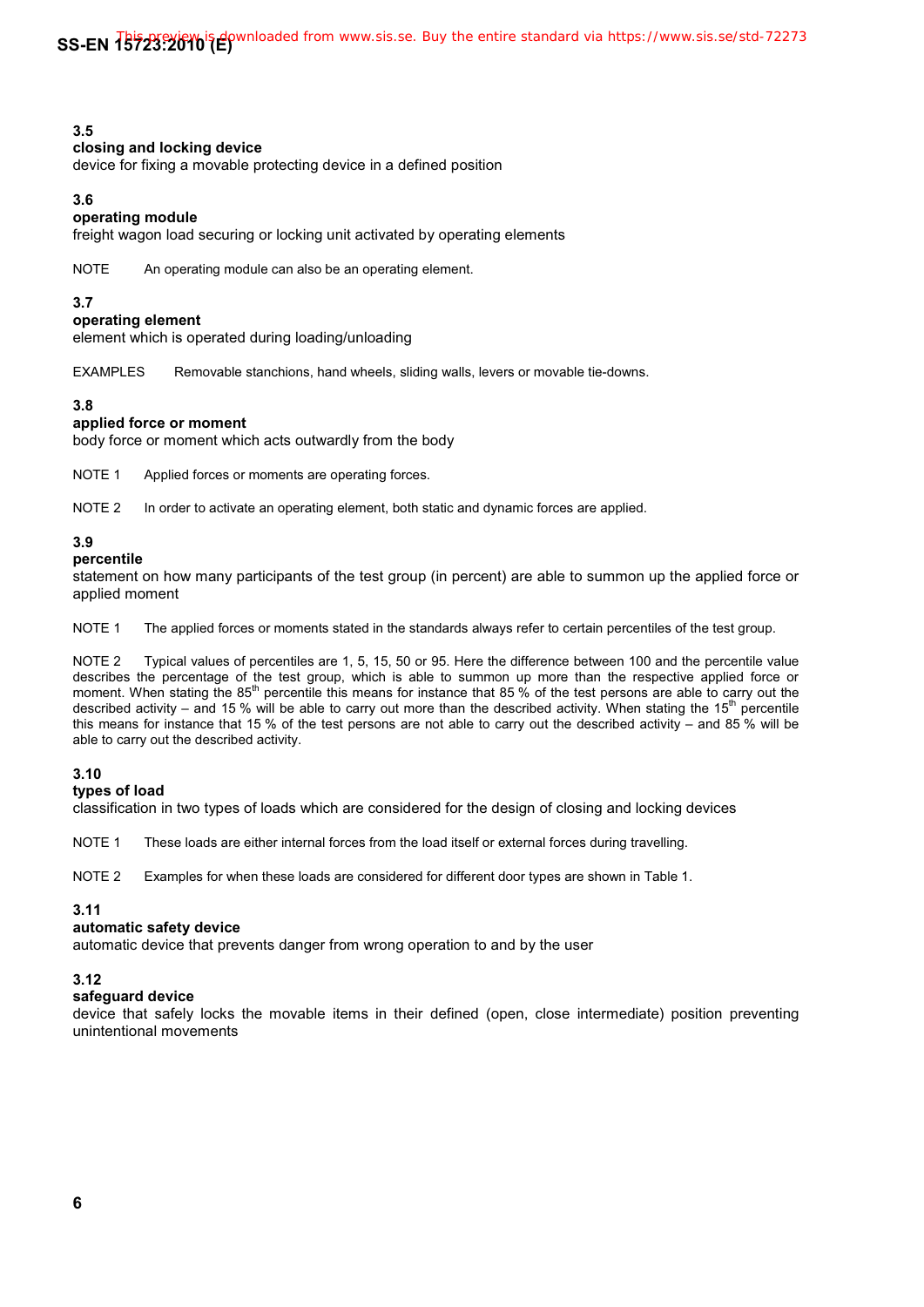**3.5**
**closing and locking device**
device for fixing a movable protecting device in a defined position

**3.6**
**operating module**
freight wagon load securing or locking unit activated by operating elements

NOTE An operating module can also be an operating element.

**3.7**
**operating element**
element which is operated during loading/unloading

EXAMPLES Removable stanchions, hand wheels, sliding walls, levers or movable tie-downs.

**3.8**
**applied force or moment**
body force or moment which acts outwardly from the body

NOTE 1 Applied forces or moments are operating forces.

NOTE 2 In order to activate an operating element, both static and dynamic forces are applied.

**3.9**
**percentile**
statement on how many participants of the test group (in percent) are able to summon up the applied force or applied moment

NOTE 1 The applied forces or moments stated in the standards always refer to certain percentiles of the test group.

NOTE 2 Typical values of percentiles are 1, 5, 15, 50 or 95. Here the difference between 100 and the percentile value describes the percentage of the test group, which is able to summon up more than the respective applied force or moment. When stating the 85$^{th}$ percentile this means for instance that 85 % of the test persons are able to carry out the described activity – and 15 % will be able to carry out more than the described activity. When stating the 15$^{th}$ percentile this means for instance that 15 % of the test persons are not able to carry out the described activity – and 85 % will be able to carry out the described activity.

**3.10**
**types of load**
classification in two types of loads which are considered for the design of closing and locking devices

NOTE 1 These loads are either internal forces from the load itself or external forces during travelling.

NOTE 2 Examples for when these loads are considered for different door types are shown in Table 1.

**3.11**
**automatic safety device**
automatic device that prevents danger from wrong operation to and by the user

**3.12**
**safeguard device**
device that safely locks the movable items in their defined (open, close intermediate) position preventing unintentional movements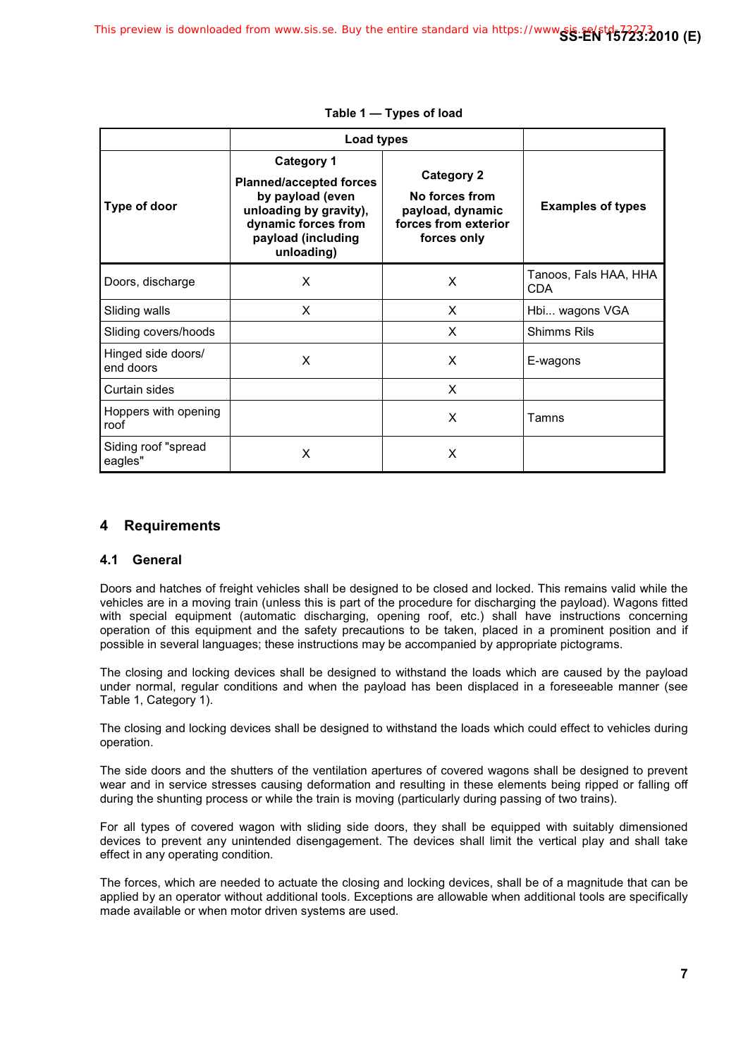Table 1 — Types of load

| Type of door | Load types | | Examples of types |
|---|---|---|---|
| | **Category 1** **Planned/accepted forces by payload (even unloading by gravity), dynamic forces from payload (including unloading)** | **Category 2** **No forces from payload, dynamic forces from exterior forces only** | |
| Doors, discharge | X | X | Tanoos, Fals HAA, HHA CDA |
| Sliding walls | X | X | Hbi... wagons VGA |
| Sliding covers/hoods | | X | Shimms Rils |
| Hinged side doors/ end doors | X | X | E-wagons |
| Curtain sides | | X | |
| Hoppers with opening roof | | X | Tamns |
| Siding roof "spread eagles" | X | X | |

## 4 Requirements

### 4.1 General

Doors and hatches of freight vehicles shall be designed to be closed and locked. This remains valid while the vehicles are in a moving train (unless this is part of the procedure for discharging the payload). Wagons fitted with special equipment (automatic discharging, opening roof, etc.) shall have instructions concerning operation of this equipment and the safety precautions to be taken, placed in a prominent position and if possible in several languages; these instructions may be accompanied by appropriate pictograms.

The closing and locking devices shall be designed to withstand the loads which are caused by the payload under normal, regular conditions and when the payload has been displaced in a foreseeable manner (see Table 1, Category 1).

The closing and locking devices shall be designed to withstand the loads which could effect to vehicles during operation.

The side doors and the shutters of the ventilation apertures of covered wagons shall be designed to prevent wear and in service stresses causing deformation and resulting in these elements being ripped or falling off during the shunting process or while the train is moving (particularly during passing of two trains).

For all types of covered wagon with sliding side doors, they shall be equipped with suitably dimensioned devices to prevent any unintended disengagement. The devices shall limit the vertical play and shall take effect in any operating condition.

The forces, which are needed to actuate the closing and locking devices, shall be of a magnitude that can be applied by an operator without additional tools. Exceptions are allowable when additional tools are specifically made available or when motor driven systems are used.